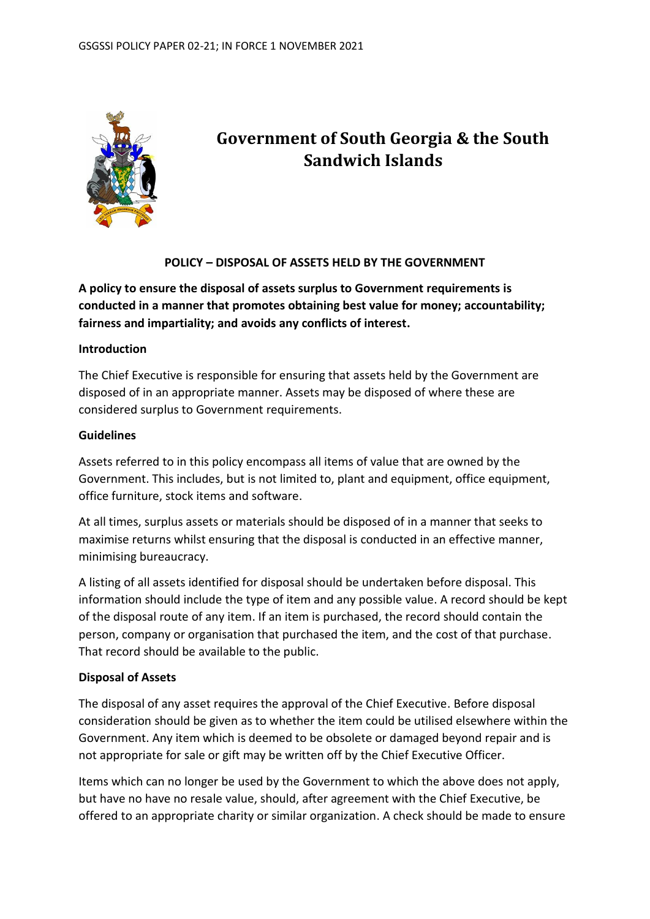# Government of South Georgia & the South Sandwich Islands

**POLICY – DISPOSAL OF ASSETS HELD BY THE GOVERNMENT**

**A policy to ensure the disposal of assets surplus to Government requirements is conducted in a manner that promotes obtaining best value for money; accountability; fairness and impartiality; and avoids any conflicts of interest.**

## Introduction

The Chief Executive is responsible for ensuring that assets held by the Government are disposed of in an appropriate manner. Assets may be disposed of where these are considered surplus to Government requirements.

## Guidelines

Assets referred to in this policy encompass all items of value that are owned by the Government. This includes, but is not limited to, plant and equipment, office equipment, office furniture, stock items and software.

At all times, surplus assets or materials should be disposed of in a manner that seeks to maximise returns whilst ensuring that the disposal is conducted in an effective manner, minimising bureaucracy.

A listing of all assets identified for disposal should be undertaken before disposal. This information should include the type of item and any possible value. A record should be kept of the disposal route of any item. If an item is purchased, the record should contain the person, company or organisation that purchased the item, and the cost of that purchase. That record should be available to the public.

## Disposal of Assets

The disposal of any asset requires the approval of the Chief Executive. Before disposal consideration should be given as to whether the item could be utilised elsewhere within the Government. Any item which is deemed to be obsolete or damaged beyond repair and is not appropriate for sale or gift may be written off by the Chief Executive Officer.

Items which can no longer be used by the Government to which the above does not apply, but have no have no resale value, should, after agreement with the Chief Executive, be offered to an appropriate charity or similar organization. A check should be made to ensure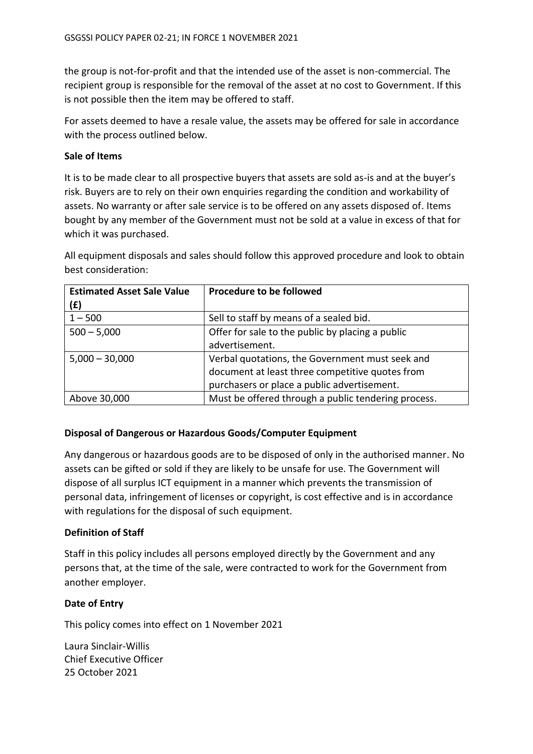the group is not-for-profit and that the intended use of the asset is non-commercial. The recipient group is responsible for the removal of the asset at no cost to Government. If this is not possible then the item may be offered to staff.

For assets deemed to have a resale value, the assets may be offered for sale in accordance with the process outlined below.

**Sale of Items**

It is to be made clear to all prospective buyers that assets are sold as-is and at the buyer's risk. Buyers are to rely on their own enquiries regarding the condition and workability of assets. No warranty or after sale service is to be offered on any assets disposed of. Items bought by any member of the Government must not be sold at a value in excess of that for which it was purchased.

All equipment disposals and sales should follow this approved procedure and look to obtain best consideration:

| Estimated Asset Sale Value (£) | Procedure to be followed |
|---|---|
| 1 – 500 | Sell to staff by means of a sealed bid. |
| 500 – 5,000 | Offer for sale to the public by placing a public advertisement. |
| 5,000 – 30,000 | Verbal quotations, the Government must seek and document at least three competitive quotes from purchasers or place a public advertisement. |
| Above 30,000 | Must be offered through a public tendering process. |

**Disposal of Dangerous or Hazardous Goods/Computer Equipment**

Any dangerous or hazardous goods are to be disposed of only in the authorised manner. No assets can be gifted or sold if they are likely to be unsafe for use. The Government will dispose of all surplus ICT equipment in a manner which prevents the transmission of personal data, infringement of licenses or copyright, is cost effective and is in accordance with regulations for the disposal of such equipment.

**Definition of Staff**

Staff in this policy includes all persons employed directly by the Government and any persons that, at the time of the sale, were contracted to work for the Government from another employer.

**Date of Entry**

This policy comes into effect on 1 November 2021

Laura Sinclair-Willis
Chief Executive Officer
25 October 2021